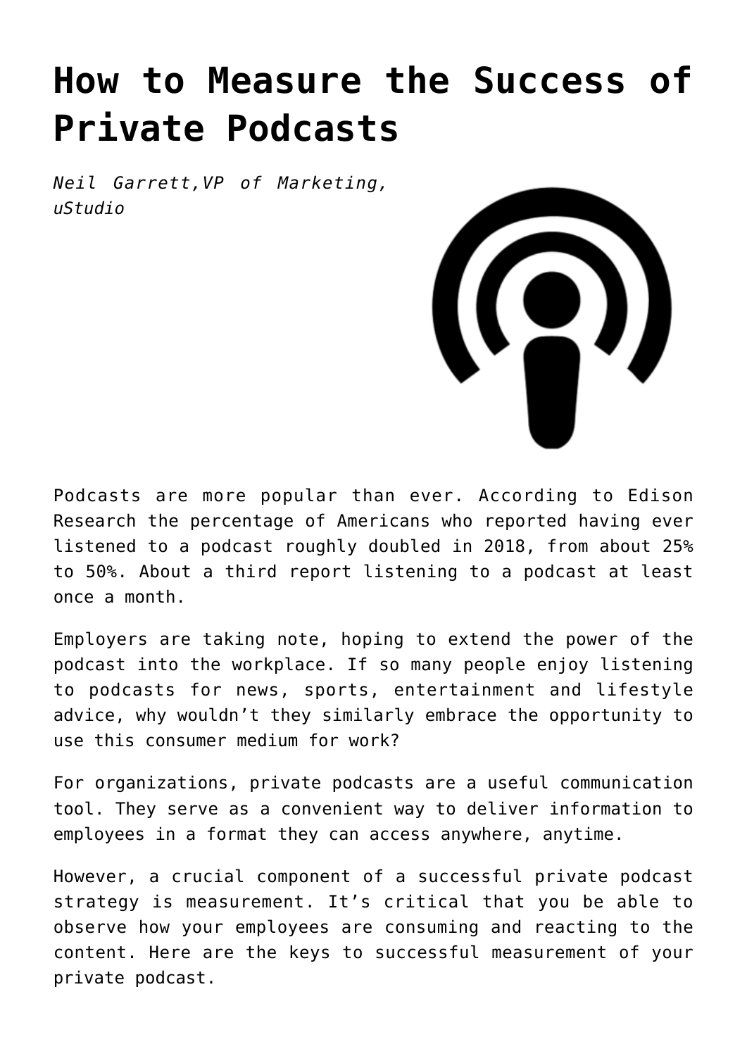# How to Measure the Success of Private Podcasts

*Neil Garrett,VP of Marketing, uStudio*

Podcasts are more popular than ever. According to Edison Research the percentage of Americans who reported having ever listened to a podcast roughly doubled in 2018, from about 25% to 50%. About a third report listening to a podcast at least once a month.

Employers are taking note, hoping to extend the power of the podcast into the workplace. If so many people enjoy listening to podcasts for news, sports, entertainment and lifestyle advice, why wouldn't they similarly embrace the opportunity to use this consumer medium for work?

For organizations, private podcasts are a useful communication tool. They serve as a convenient way to deliver information to employees in a format they can access anywhere, anytime.

However, a crucial component of a successful private podcast strategy is measurement. It's critical that you be able to observe how your employees are consuming and reacting to the content. Here are the keys to successful measurement of your private podcast.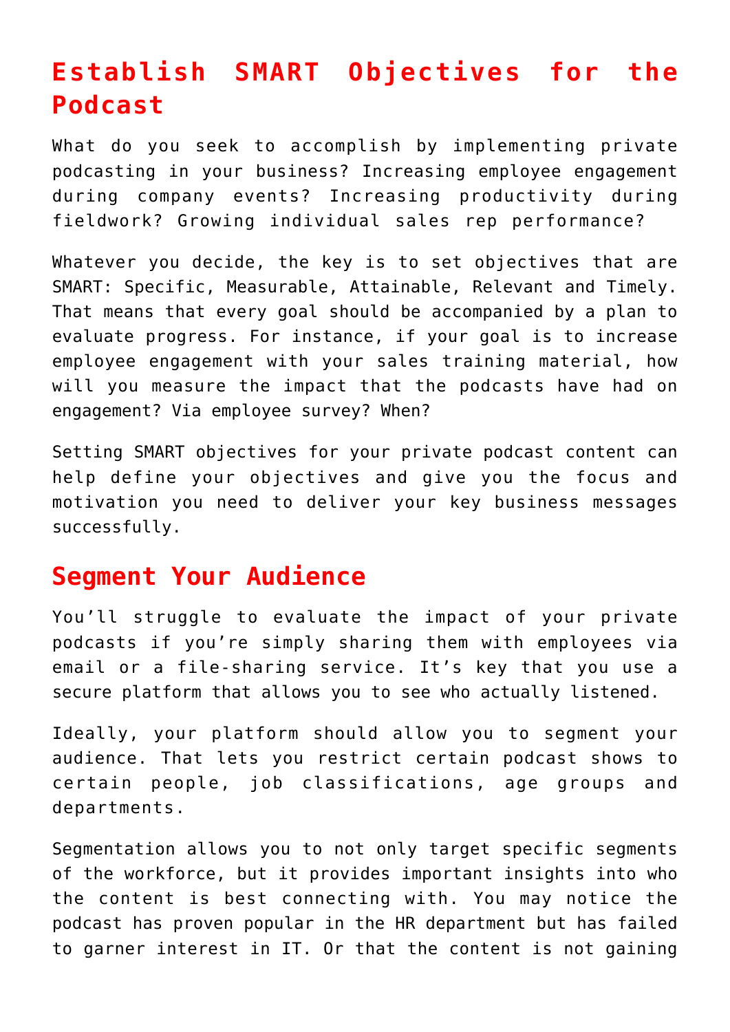## Establish SMART Objectives for the Podcast

What do you seek to accomplish by implementing private podcasting in your business? Increasing employee engagement during company events? Increasing productivity during fieldwork? Growing individual sales rep performance?

Whatever you decide, the key is to set objectives that are SMART: Specific, Measurable, Attainable, Relevant and Timely. That means that every goal should be accompanied by a plan to evaluate progress. For instance, if your goal is to increase employee engagement with your sales training material, how will you measure the impact that the podcasts have had on engagement? Via employee survey? When?

Setting SMART objectives for your private podcast content can help define your objectives and give you the focus and motivation you need to deliver your key business messages successfully.

## Segment Your Audience

You'll struggle to evaluate the impact of your private podcasts if you're simply sharing them with employees via email or a file-sharing service. It's key that you use a secure platform that allows you to see who actually listened.

Ideally, your platform should allow you to segment your audience. That lets you restrict certain podcast shows to certain people, job classifications, age groups and departments.

Segmentation allows you to not only target specific segments of the workforce, but it provides important insights into who the content is best connecting with. You may notice the podcast has proven popular in the HR department but has failed to garner interest in IT. Or that the content is not gaining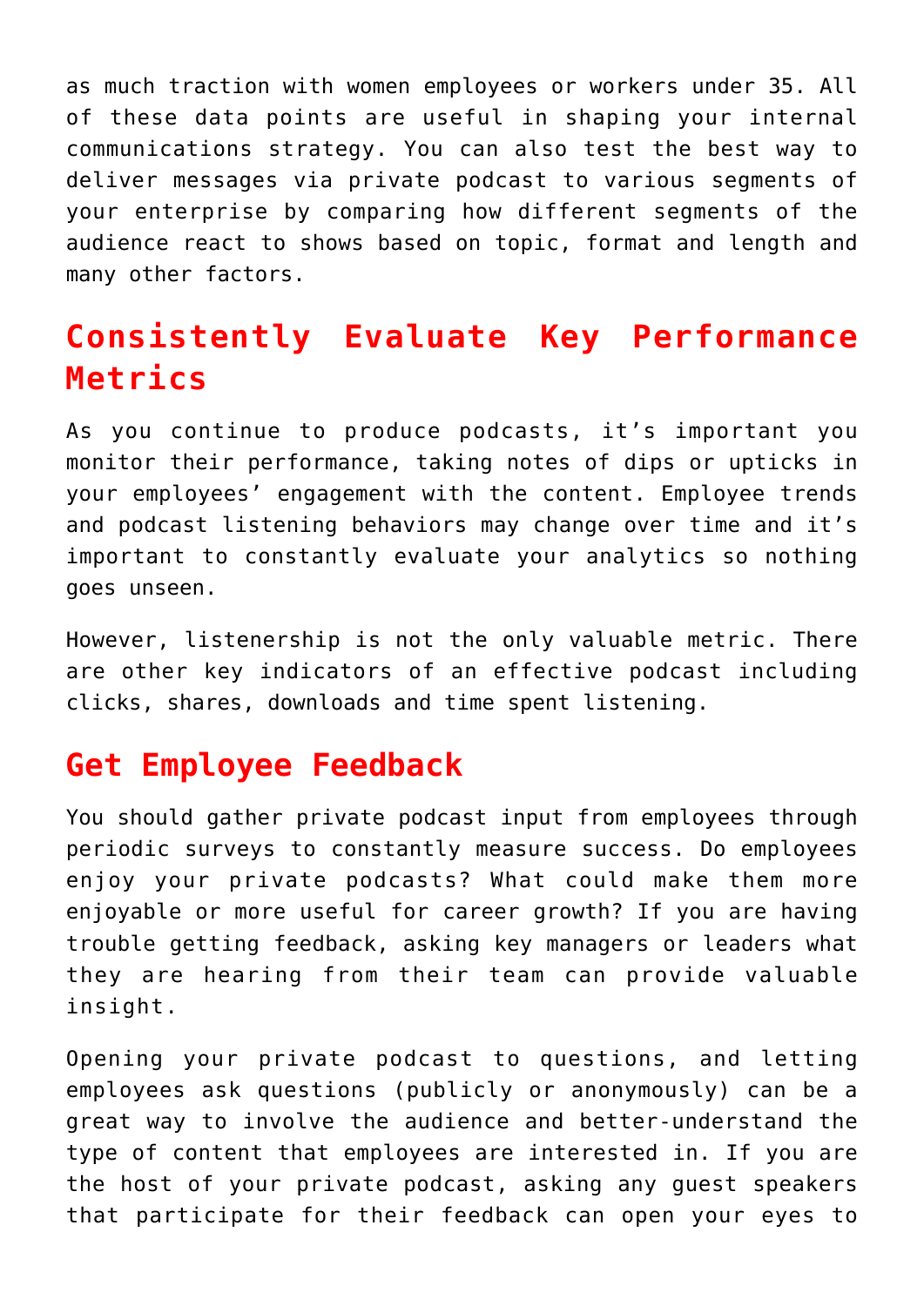as much traction with women employees or workers under 35. All of these data points are useful in shaping your internal communications strategy. You can also test the best way to deliver messages via private podcast to various segments of your enterprise by comparing how different segments of the audience react to shows based on topic, format and length and many other factors.

## Consistently Evaluate Key Performance Metrics

As you continue to produce podcasts, it's important you monitor their performance, taking notes of dips or upticks in your employees' engagement with the content. Employee trends and podcast listening behaviors may change over time and it's important to constantly evaluate your analytics so nothing goes unseen.

However, listenership is not the only valuable metric. There are other key indicators of an effective podcast including clicks, shares, downloads and time spent listening.

## Get Employee Feedback

You should gather private podcast input from employees through periodic surveys to constantly measure success. Do employees enjoy your private podcasts? What could make them more enjoyable or more useful for career growth? If you are having trouble getting feedback, asking key managers or leaders what they are hearing from their team can provide valuable insight.

Opening your private podcast to questions, and letting employees ask questions (publicly or anonymously) can be a great way to involve the audience and better-understand the type of content that employees are interested in. If you are the host of your private podcast, asking any guest speakers that participate for their feedback can open your eyes to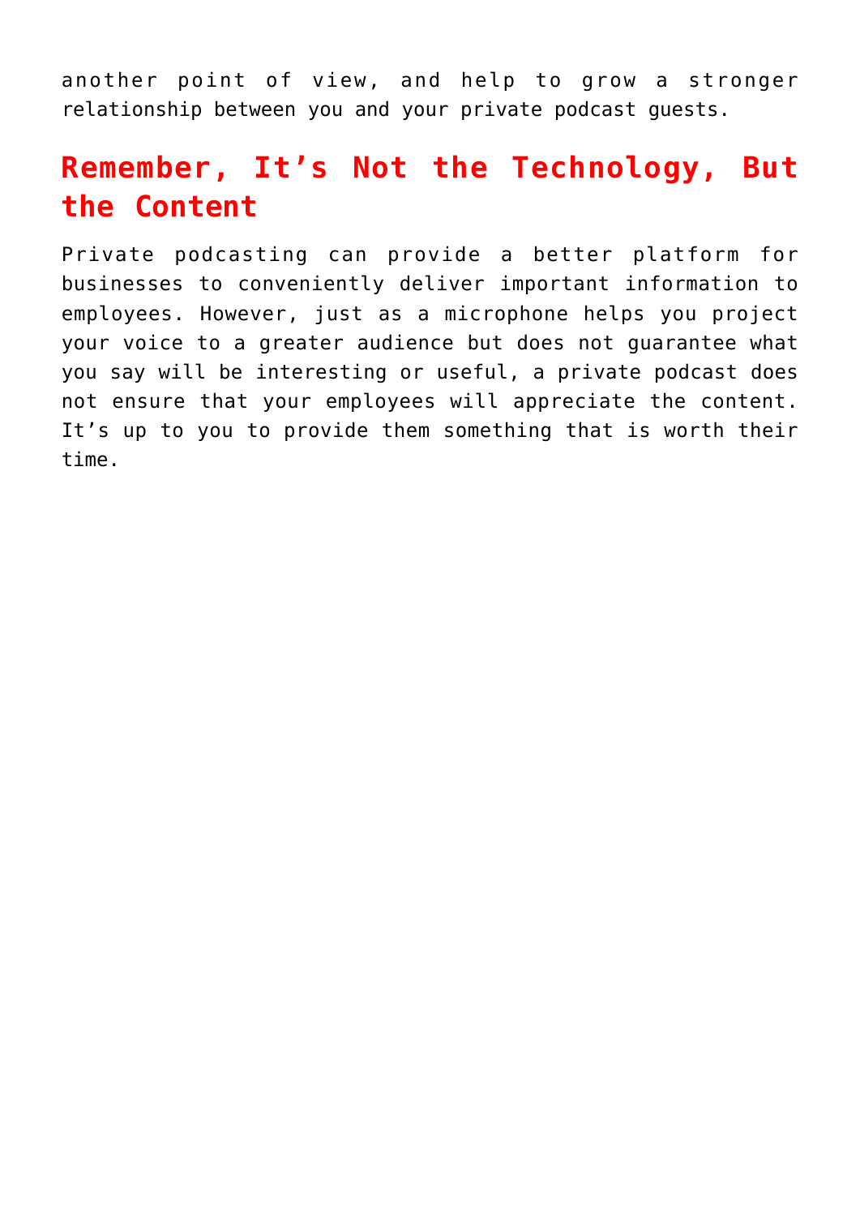another point of view, and help to grow a stronger relationship between you and your private podcast guests.

## Remember, It's Not the Technology, But the Content

Private podcasting can provide a better platform for businesses to conveniently deliver important information to employees. However, just as a microphone helps you project your voice to a greater audience but does not guarantee what you say will be interesting or useful, a private podcast does not ensure that your employees will appreciate the content. It's up to you to provide them something that is worth their time.